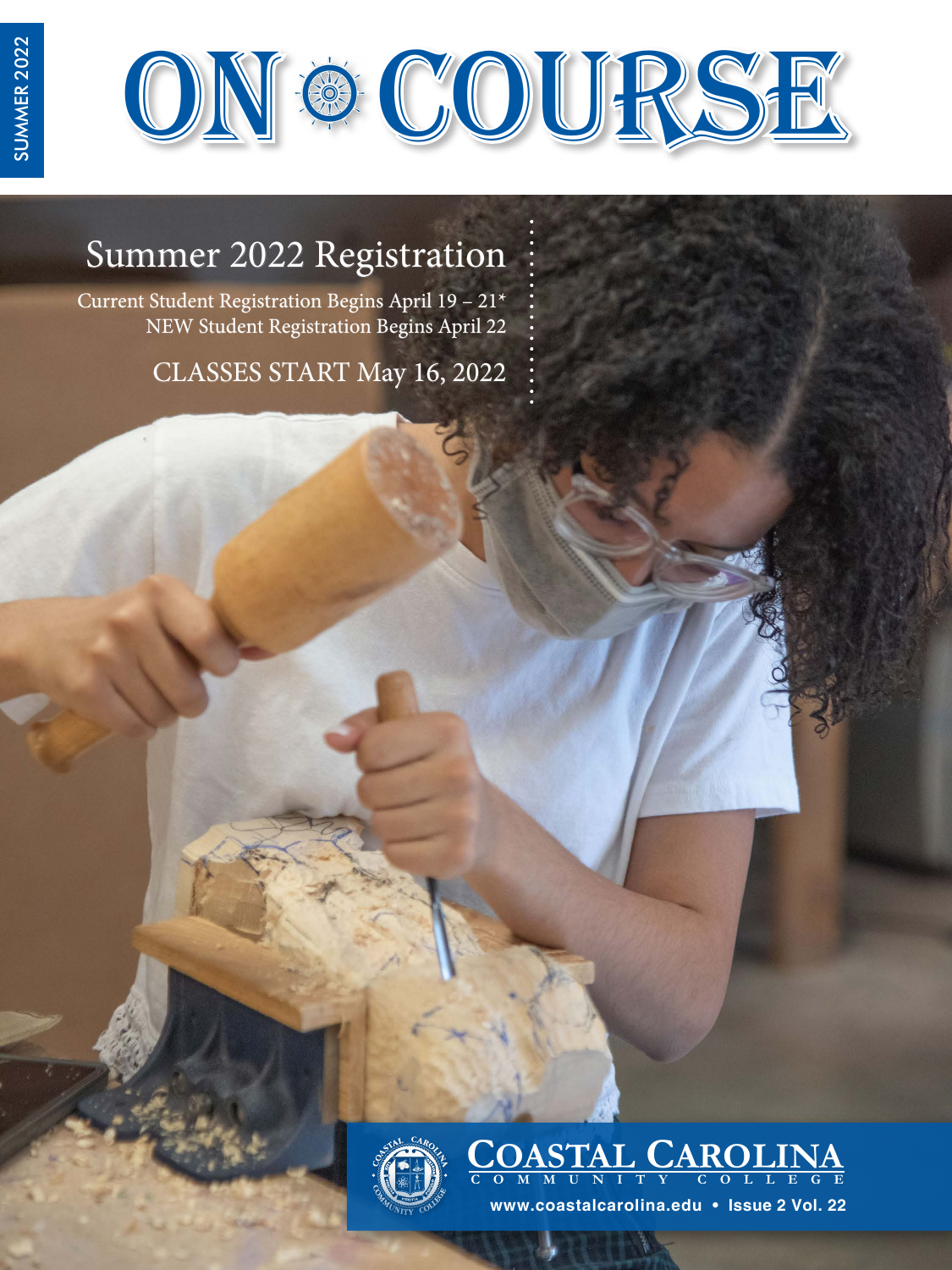SUMMER 2022

# ON COURSE

## Summer 2022 Registration

Current Student Registration Begins April 19 – 21*
NEW Student Registration Begins April 22

CLASSES START May 16, 2022

COASTAL CAROLINA
COMMUNITY COLLEGE

www.coastalcarolina.edu • Issue 2 Vol. 22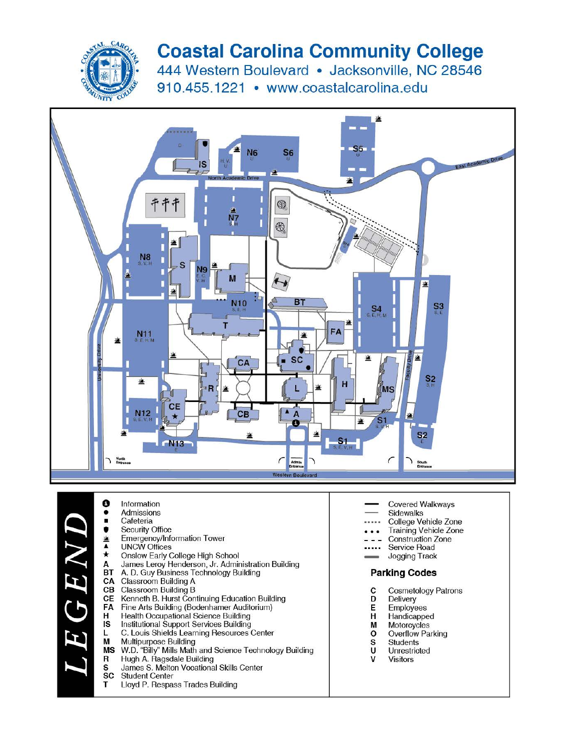# Coastal Carolina Community College

444 Western Boulevard • Jacksonville, NC 28546

910.455.1221 • www.coastalcarolina.edu

## LEGEND

- Information
- Admissions
- Cafeteria
- Security Office
- Emergency/Information Tower
- UNCW Offices
- Onslow Early College High School

| Code | Building |
|---|---|
| A | James Leroy Henderson, Jr. Administration Building |
| BT | A. D. Guy Business Technology Building |
| CA | Classroom Building A |
| CB | Classroom Building B |
| CE | Kenneth B. Hurst Continuing Education Building |
| FA | Fine Arts Building (Bodenhamer Auditorium) |
| H | Health Occupational Science Building |
| IS | Institutional Support Services Building |
| L | C. Louis Shields Learning Resources Center |
| M | Multipurpose Building |
| MS | W.D. "Billy" Mills Math and Science Technology Building |
| R | Hugh A. Ragsdale Building |
| S | James S. Melton Vocational Skills Center |
| SC | Student Center |
| T | Lloyd P. Respass Trades Building |

- Covered Walkways
- Sidewalks
- College Vehicle Zone
- Training Vehicle Zone
- Construction Zone
- Service Road
- Jogging Track

### Parking Codes

| Code | Meaning |
|---|---|
| C | Cosmetology Patrons |
| D | Delivery |
| E | Employees |
| H | Handicapped |
| M | Motorcycles |
| O | Overflow Parking |
| S | Students |
| U | Unrestricted |
| V | Visitors |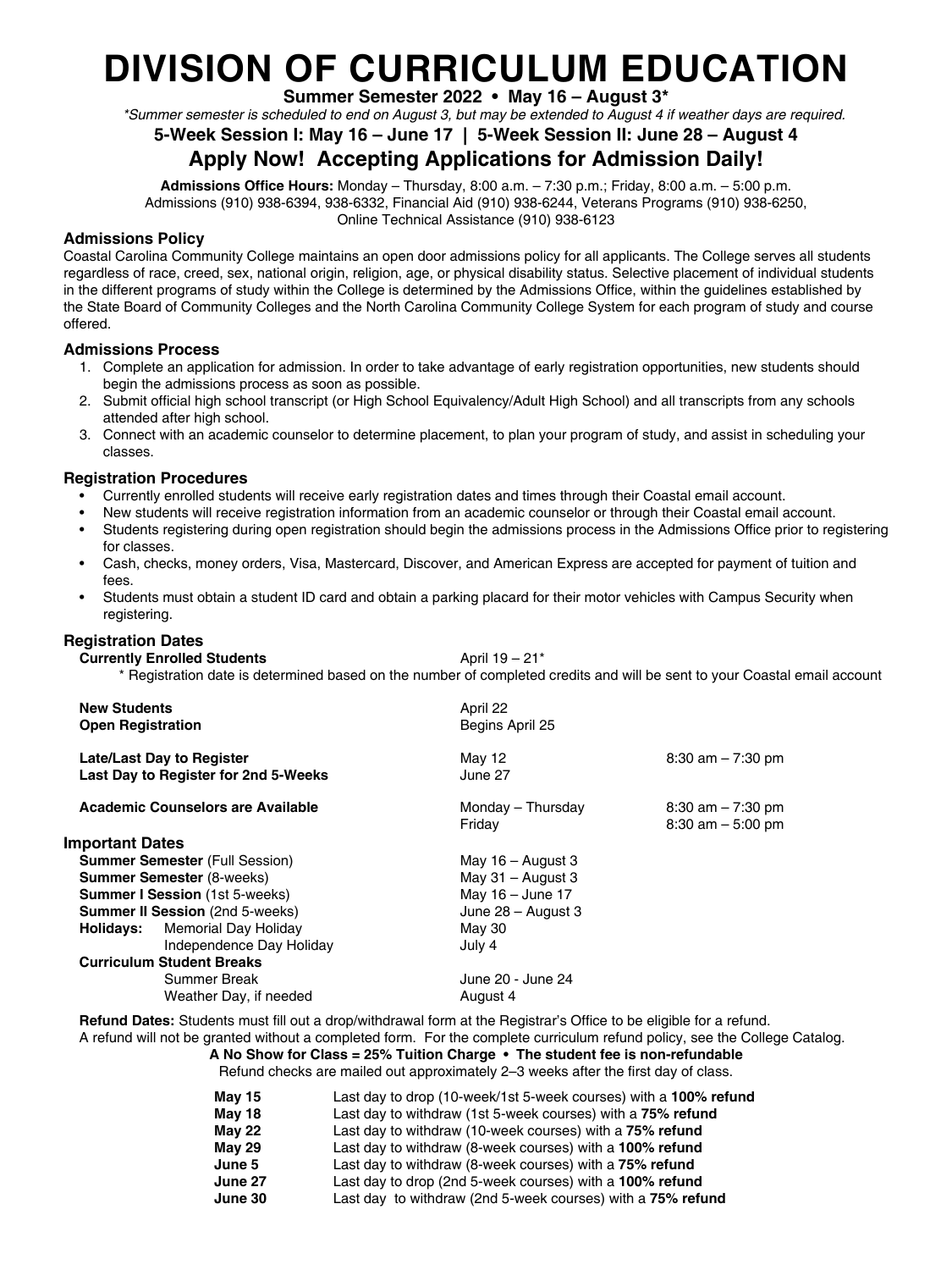# DIVISION OF CURRICULUM EDUCATION

**Summer Semester 2022 • May 16 – August 3***

*\*Summer semester is scheduled to end on August 3, but may be extended to August 4 if weather days are required.*

**5-Week Session I: May 16 – June 17 | 5-Week Session II: June 28 – August 4**

## Apply Now! Accepting Applications for Admission Daily!

**Admissions Office Hours:** Monday – Thursday, 8:00 a.m. – 7:30 p.m.; Friday, 8:00 a.m. – 5:00 p.m.
Admissions (910) 938-6394, 938-6332, Financial Aid (910) 938-6244, Veterans Programs (910) 938-6250, Online Technical Assistance (910) 938-6123

### Admissions Policy

Coastal Carolina Community College maintains an open door admissions policy for all applicants. The College serves all students regardless of race, creed, sex, national origin, religion, age, or physical disability status. Selective placement of individual students in the different programs of study within the College is determined by the Admissions Office, within the guidelines established by the State Board of Community Colleges and the North Carolina Community College System for each program of study and course offered.

### Admissions Process

1. Complete an application for admission. In order to take advantage of early registration opportunities, new students should begin the admissions process as soon as possible.
2. Submit official high school transcript (or High School Equivalency/Adult High School) and all transcripts from any schools attended after high school.
3. Connect with an academic counselor to determine placement, to plan your program of study, and assist in scheduling your classes.

### Registration Procedures

- Currently enrolled students will receive early registration dates and times through their Coastal email account.
- New students will receive registration information from an academic counselor or through their Coastal email account.
- Students registering during open registration should begin the admissions process in the Admissions Office prior to registering for classes.
- Cash, checks, money orders, Visa, Mastercard, Discover, and American Express are accepted for payment of tuition and fees.
- Students must obtain a student ID card and obtain a parking placard for their motor vehicles with Campus Security when registering.

### Registration Dates

**Currently Enrolled Students** — April 19 – 21*

\* Registration date is determined based on the number of completed credits and will be sent to your Coastal email account

| | | |
|---|---|---|
| **New Students** | April 22 | |
| **Open Registration** | Begins April 25 | |
| **Late/Last Day to Register** | May 12 | 8:30 am – 7:30 pm |
| **Last Day to Register for 2nd 5-Weeks** | June 27 | |
| **Academic Counselors are Available** | Monday – Thursday | 8:30 am – 7:30 pm |
| | Friday | 8:30 am – 5:00 pm |

### Important Dates

| | |
|---|---|
| **Summer Semester** (Full Session) | May 16 – August 3 |
| **Summer Semester** (8-weeks) | May 31 – August 3 |
| **Summer I Session** (1st 5-weeks) | May 16 – June 17 |
| **Summer II Session** (2nd 5-weeks) | June 28 – August 3 |
| **Holidays:** Memorial Day Holiday | May 30 |
| Independence Day Holiday | July 4 |
| **Curriculum Student Breaks** | |
| Summer Break | June 20 - June 24 |
| Weather Day, if needed | August 4 |

**Refund Dates:** Students must fill out a drop/withdrawal form at the Registrar's Office to be eligible for a refund. A refund will not be granted without a completed form. For the complete curriculum refund policy, see the College Catalog.

**A No Show for Class = 25% Tuition Charge • The student fee is non-refundable**

Refund checks are mailed out approximately 2–3 weeks after the first day of class.

| | |
|---|---|
| **May 15** | Last day to drop (10-week/1st 5-week courses) with a **100% refund** |
| **May 18** | Last day to withdraw (1st 5-week courses) with a **75% refund** |
| **May 22** | Last day to withdraw (10-week courses) with a **75% refund** |
| **May 29** | Last day to withdraw (8-week courses) with a **100% refund** |
| **June 5** | Last day to withdraw (8-week courses) with a **75% refund** |
| **June 27** | Last day to drop (2nd 5-week courses) with a **100% refund** |
| **June 30** | Last day to withdraw (2nd 5-week courses) with a **75% refund** |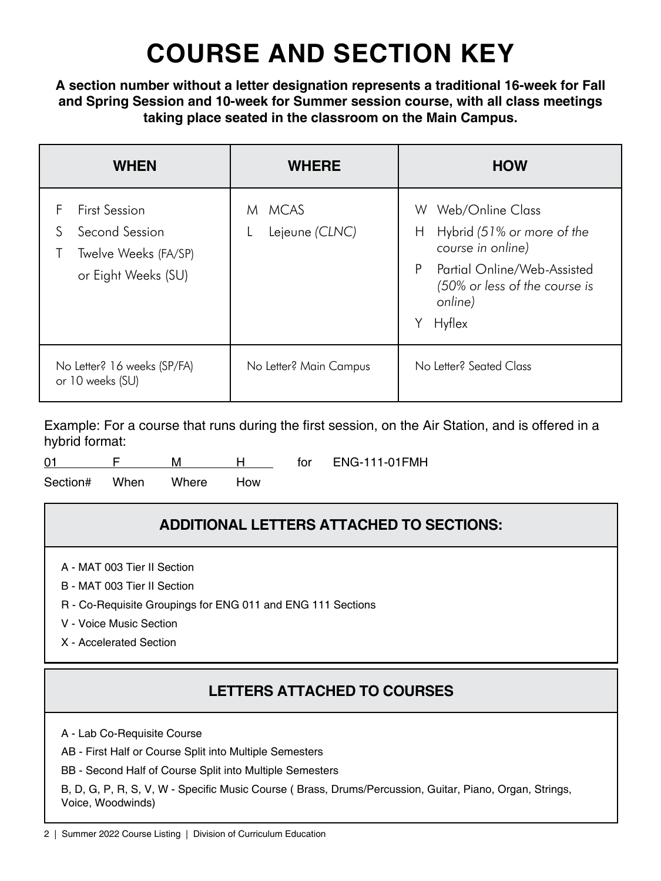# COURSE AND SECTION KEY

**A section number without a letter designation represents a traditional 16-week for Fall and Spring Session and 10-week for Summer session course, with all class meetings taking place seated in the classroom on the Main Campus.**

| WHEN | WHERE | HOW |
|---|---|---|
| F First Session<br>S Second Session<br>T Twelve Weeks (FA/SP) or Eight Weeks (SU) | M MCAS<br>L Lejeune *(CLNC)* | W Web/Online Class<br>H Hybrid *(51% or more of the course in online)*<br>P Partial Online/Web-Assisted *(50% or less of the course is online)*<br>Y Hyflex |
| No Letter? 16 weeks (SP/FA) or 10 weeks (SU) | No Letter? Main Campus | No Letter? Seated Class |

Example: For a course that runs during the first session, on the Air Station, and is offered in a hybrid format:

| 01 | F | M | H | for | ENG-111-01FMH |
|---|---|---|---|---|---|
| Section# | When | Where | How | | |

## ADDITIONAL LETTERS ATTACHED TO SECTIONS:

A - MAT 003 Tier II Section

B - MAT 003 Tier II Section

R - Co-Requisite Groupings for ENG 011 and ENG 111 Sections

V - Voice Music Section

X - Accelerated Section

## LETTERS ATTACHED TO COURSES

A - Lab Co-Requisite Course

AB - First Half or Course Split into Multiple Semesters

BB - Second Half of Course Split into Multiple Semesters

B, D, G, P, R, S, V, W - Specific Music Course ( Brass, Drums/Percussion, Guitar, Piano, Organ, Strings, Voice, Woodwinds)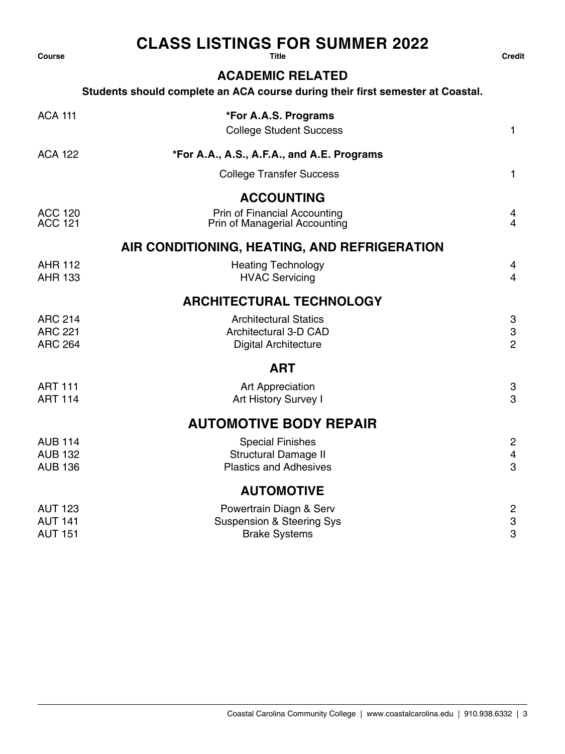# CLASS LISTINGS FOR SUMMER 2022

| Course | Title | Credit |
|---|---|---|

## ACADEMIC RELATED

**Students should complete an ACA course during their first semester at Coastal.**

| Course | Title | Credit |
|---|---|---|
| ACA 111 | ***For A.A.S. Programs*** | |
| | College Student Success | 1 |
| ACA 122 | ***For A.A., A.S., A.F.A., and A.E. Programs*** | |
| | College Transfer Success | 1 |

## ACCOUNTING

| Course | Title | Credit |
|---|---|---|
| ACC 120 | Prin of Financial Accounting | 4 |
| ACC 121 | Prin of Managerial Accounting | 4 |

## AIR CONDITIONING, HEATING, AND REFRIGERATION

| Course | Title | Credit |
|---|---|---|
| AHR 112 | Heating Technology | 4 |
| AHR 133 | HVAC Servicing | 4 |

## ARCHITECTURAL TECHNOLOGY

| Course | Title | Credit |
|---|---|---|
| ARC 214 | Architectural Statics | 3 |
| ARC 221 | Architectural 3-D CAD | 3 |
| ARC 264 | Digital Architecture | 2 |

## ART

| Course | Title | Credit |
|---|---|---|
| ART 111 | Art Appreciation | 3 |
| ART 114 | Art History Survey I | 3 |

## AUTOMOTIVE BODY REPAIR

| Course | Title | Credit |
|---|---|---|
| AUB 114 | Special Finishes | 2 |
| AUB 132 | Structural Damage II | 4 |
| AUB 136 | Plastics and Adhesives | 3 |

## AUTOMOTIVE

| Course | Title | Credit |
|---|---|---|
| AUT 123 | Powertrain Diagn & Serv | 2 |
| AUT 141 | Suspension & Steering Sys | 3 |
| AUT 151 | Brake Systems | 3 |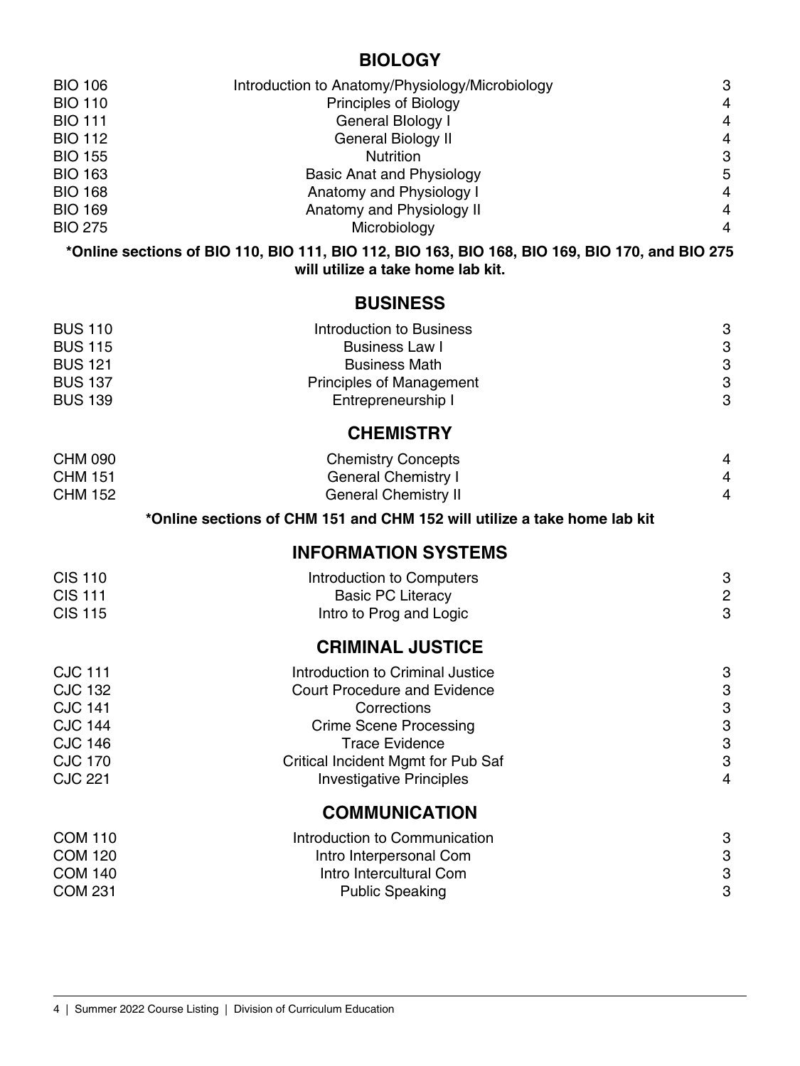## BIOLOGY

| | | |
|---|---|---|
| BIO 106 | Introduction to Anatomy/Physiology/Microbiology | 3 |
| BIO 110 | Principles of Biology | 4 |
| BIO 111 | General BIology I | 4 |
| BIO 112 | General Biology II | 4 |
| BIO 155 | Nutrition | 3 |
| BIO 163 | Basic Anat and Physiology | 5 |
| BIO 168 | Anatomy and Physiology I | 4 |
| BIO 169 | Anatomy and Physiology II | 4 |
| BIO 275 | Microbiology | 4 |

**\*Online sections of BIO 110, BIO 111, BIO 112, BIO 163, BIO 168, BIO 169, BIO 170, and BIO 275 will utilize a take home lab kit.**

## BUSINESS

| | | |
|---|---|---|
| BUS 110 | Introduction to Business | 3 |
| BUS 115 | Business Law I | 3 |
| BUS 121 | Business Math | 3 |
| BUS 137 | Principles of Management | 3 |
| BUS 139 | Entrepreneurship I | 3 |

## CHEMISTRY

| | | |
|---|---|---|
| CHM 090 | Chemistry Concepts | 4 |
| CHM 151 | General Chemistry I | 4 |
| CHM 152 | General Chemistry II | 4 |

**\*Online sections of CHM 151 and CHM 152 will utilize a take home lab kit**

## INFORMATION SYSTEMS

| | | |
|---|---|---|
| CIS 110 | Introduction to Computers | 3 |
| CIS 111 | Basic PC Literacy | 2 |
| CIS 115 | Intro to Prog and Logic | 3 |

## CRIMINAL JUSTICE

| | | |
|---|---|---|
| CJC 111 | Introduction to Criminal Justice | 3 |
| CJC 132 | Court Procedure and Evidence | 3 |
| CJC 141 | Corrections | 3 |
| CJC 144 | Crime Scene Processing | 3 |
| CJC 146 | Trace Evidence | 3 |
| CJC 170 | Critical Incident Mgmt for Pub Saf | 3 |
| CJC 221 | Investigative Principles | 4 |

## COMMUNICATION

| | | |
|---|---|---|
| COM 110 | Introduction to Communication | 3 |
| COM 120 | Intro Interpersonal Com | 3 |
| COM 140 | Intro Intercultural Com | 3 |
| COM 231 | Public Speaking | 3 |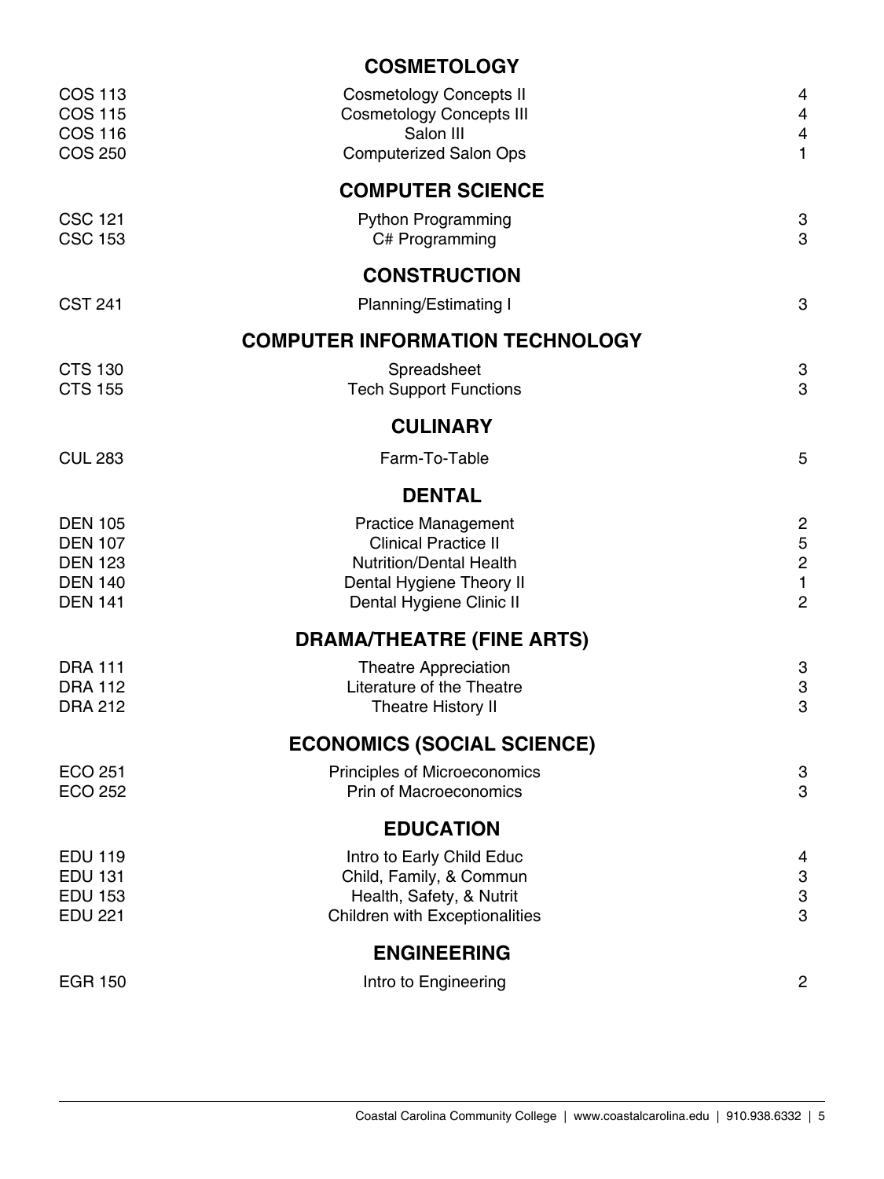## COSMETOLOGY

| | | |
|---|---|---|
| COS 113 | Cosmetology Concepts II | 4 |
| COS 115 | Cosmetology Concepts III | 4 |
| COS 116 | Salon III | 4 |
| COS 250 | Computerized Salon Ops | 1 |

## COMPUTER SCIENCE

| | | |
|---|---|---|
| CSC 121 | Python Programming | 3 |
| CSC 153 | C# Programming | 3 |

## CONSTRUCTION

| | | |
|---|---|---|
| CST 241 | Planning/Estimating I | 3 |

## COMPUTER INFORMATION TECHNOLOGY

| | | |
|---|---|---|
| CTS 130 | Spreadsheet | 3 |
| CTS 155 | Tech Support Functions | 3 |

## CULINARY

| | | |
|---|---|---|
| CUL 283 | Farm-To-Table | 5 |

## DENTAL

| | | |
|---|---|---|
| DEN 105 | Practice Management | 2 |
| DEN 107 | Clinical Practice II | 5 |
| DEN 123 | Nutrition/Dental Health | 2 |
| DEN 140 | Dental Hygiene Theory II | 1 |
| DEN 141 | Dental Hygiene Clinic II | 2 |

## DRAMA/THEATRE (FINE ARTS)

| | | |
|---|---|---|
| DRA 111 | Theatre Appreciation | 3 |
| DRA 112 | Literature of the Theatre | 3 |
| DRA 212 | Theatre History II | 3 |

## ECONOMICS (SOCIAL SCIENCE)

| | | |
|---|---|---|
| ECO 251 | Principles of Microeconomics | 3 |
| ECO 252 | Prin of Macroeconomics | 3 |

## EDUCATION

| | | |
|---|---|---|
| EDU 119 | Intro to Early Child Educ | 4 |
| EDU 131 | Child, Family, & Commun | 3 |
| EDU 153 | Health, Safety, & Nutrit | 3 |
| EDU 221 | Children with Exceptionalities | 3 |

## ENGINEERING

| | | |
|---|---|---|
| EGR 150 | Intro to Engineering | 2 |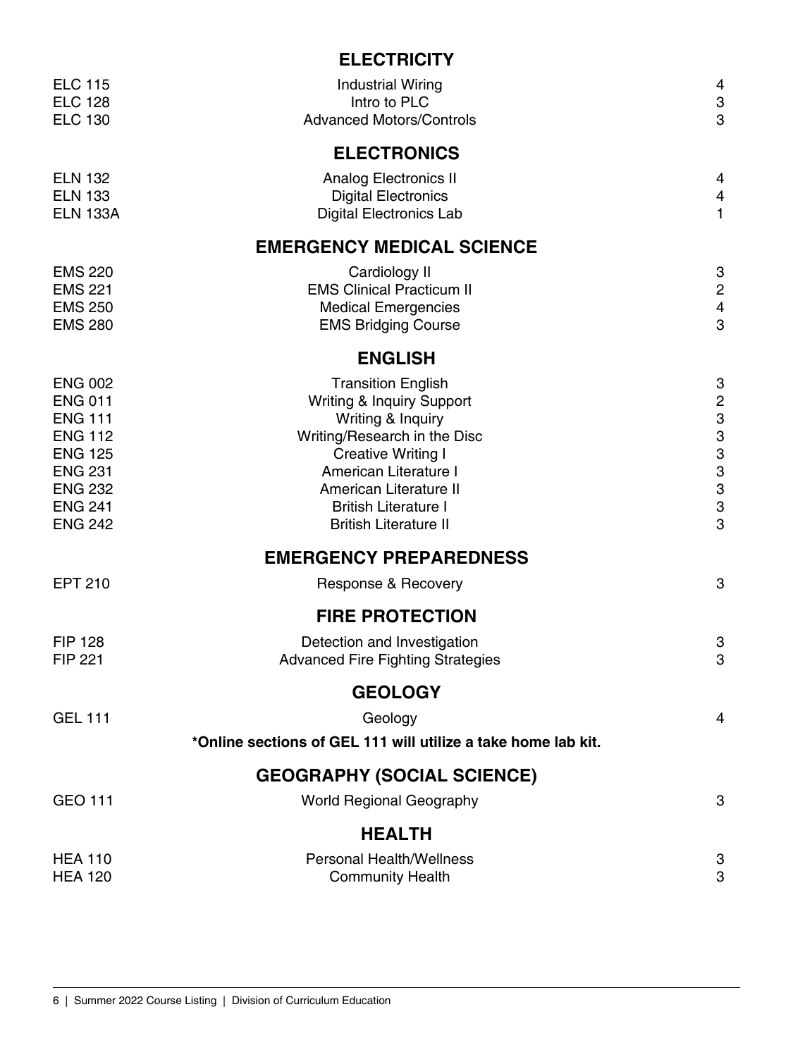## ELECTRICITY

| | | |
|---|---|---|
| ELC 115 | Industrial Wiring | 4 |
| ELC 128 | Intro to PLC | 3 |
| ELC 130 | Advanced Motors/Controls | 3 |

## ELECTRONICS

| | | |
|---|---|---|
| ELN 132 | Analog Electronics II | 4 |
| ELN 133 | Digital Electronics | 4 |
| ELN 133A | Digital Electronics Lab | 1 |

## EMERGENCY MEDICAL SCIENCE

| | | |
|---|---|---|
| EMS 220 | Cardiology II | 3 |
| EMS 221 | EMS Clinical Practicum II | 2 |
| EMS 250 | Medical Emergencies | 4 |
| EMS 280 | EMS Bridging Course | 3 |

## ENGLISH

| | | |
|---|---|---|
| ENG 002 | Transition English | 3 |
| ENG 011 | Writing & Inquiry Support | 2 |
| ENG 111 | Writing & Inquiry | 3 |
| ENG 112 | Writing/Research in the Disc | 3 |
| ENG 125 | Creative Writing I | 3 |
| ENG 231 | American Literature I | 3 |
| ENG 232 | American Literature II | 3 |
| ENG 241 | British Literature I | 3 |
| ENG 242 | British Literature II | 3 |

## EMERGENCY PREPAREDNESS

| | | |
|---|---|---|
| EPT 210 | Response & Recovery | 3 |

## FIRE PROTECTION

| | | |
|---|---|---|
| FIP 128 | Detection and Investigation | 3 |
| FIP 221 | Advanced Fire Fighting Strategies | 3 |

## GEOLOGY

| | | |
|---|---|---|
| GEL 111 | Geology | 4 |

**\*Online sections of GEL 111 will utilize a take home lab kit.**

## GEOGRAPHY (SOCIAL SCIENCE)

| | | |
|---|---|---|
| GEO 111 | World Regional Geography | 3 |

## HEALTH

| | | |
|---|---|---|
| HEA 110 | Personal Health/Wellness | 3 |
| HEA 120 | Community Health | 3 |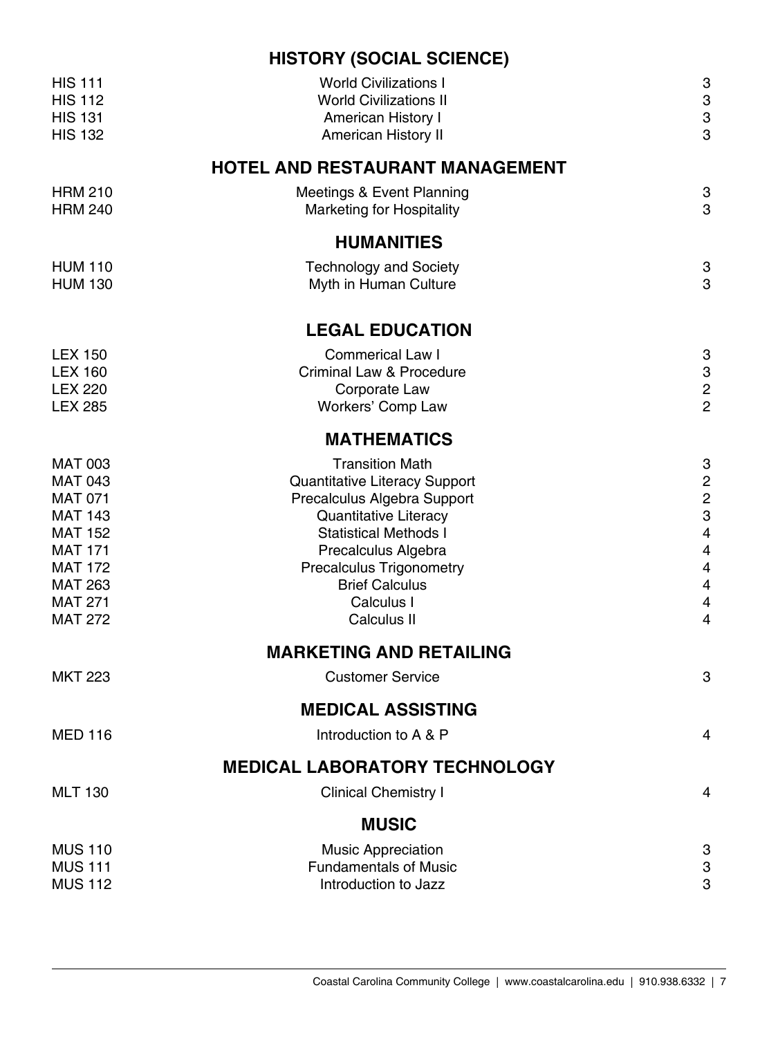## HISTORY (SOCIAL SCIENCE)

| | | |
|---|---|---|
| HIS 111 | World Civilizations I | 3 |
| HIS 112 | World Civilizations II | 3 |
| HIS 131 | American History I | 3 |
| HIS 132 | American History II | 3 |

## HOTEL AND RESTAURANT MANAGEMENT

| | | |
|---|---|---|
| HRM 210 | Meetings & Event Planning | 3 |
| HRM 240 | Marketing for Hospitality | 3 |

## HUMANITIES

| | | |
|---|---|---|
| HUM 110 | Technology and Society | 3 |
| HUM 130 | Myth in Human Culture | 3 |

## LEGAL EDUCATION

| | | |
|---|---|---|
| LEX 150 | Commerical Law I | 3 |
| LEX 160 | Criminal Law & Procedure | 3 |
| LEX 220 | Corporate Law | 2 |
| LEX 285 | Workers' Comp Law | 2 |

## MATHEMATICS

| | | |
|---|---|---|
| MAT 003 | Transition Math | 3 |
| MAT 043 | Quantitative Literacy Support | 2 |
| MAT 071 | Precalculus Algebra Support | 2 |
| MAT 143 | Quantitative Literacy | 3 |
| MAT 152 | Statistical Methods I | 4 |
| MAT 171 | Precalculus Algebra | 4 |
| MAT 172 | Precalculus Trigonometry | 4 |
| MAT 263 | Brief Calculus | 4 |
| MAT 271 | Calculus I | 4 |
| MAT 272 | Calculus II | 4 |

## MARKETING AND RETAILING

| | | |
|---|---|---|
| MKT 223 | Customer Service | 3 |

## MEDICAL ASSISTING

| | | |
|---|---|---|
| MED 116 | Introduction to A & P | 4 |

## MEDICAL LABORATORY TECHNOLOGY

| | | |
|---|---|---|
| MLT 130 | Clinical Chemistry I | 4 |

## MUSIC

| | | |
|---|---|---|
| MUS 110 | Music Appreciation | 3 |
| MUS 111 | Fundamentals of Music | 3 |
| MUS 112 | Introduction to Jazz | 3 |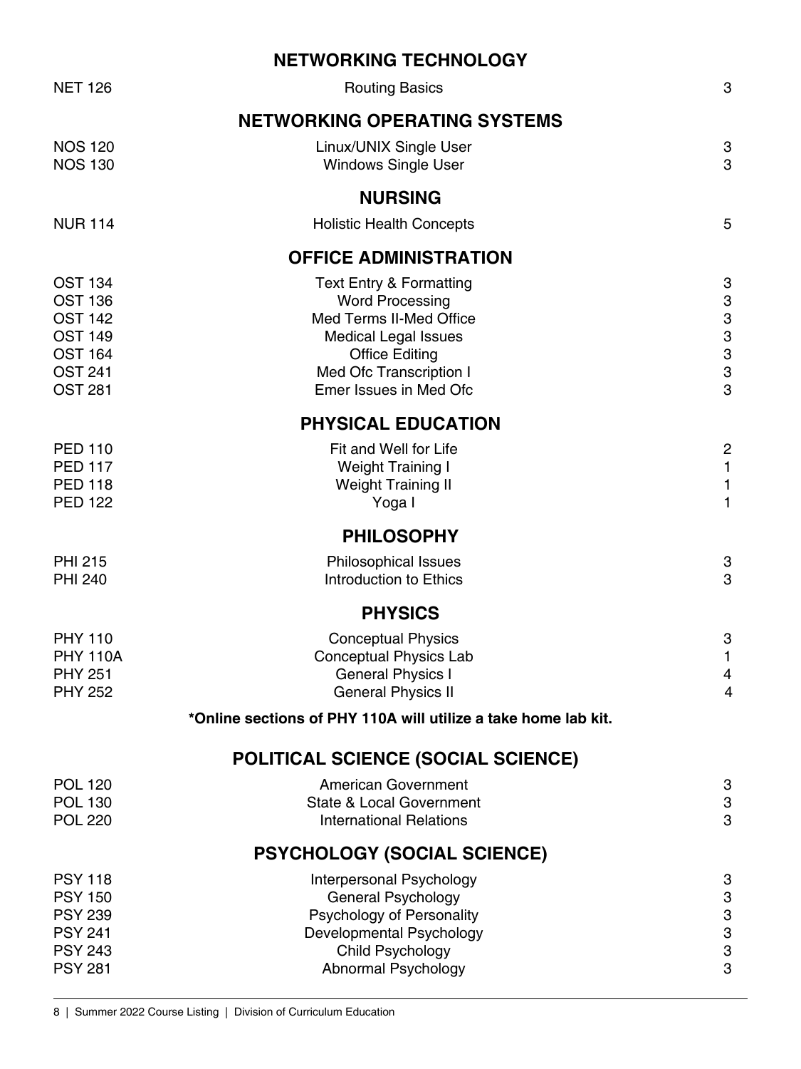## NETWORKING TECHNOLOGY

| | | |
|---|---|---|
| NET 126 | Routing Basics | 3 |

## NETWORKING OPERATING SYSTEMS

| | | |
|---|---|---|
| NOS 120 | Linux/UNIX Single User | 3 |
| NOS 130 | Windows Single User | 3 |

## NURSING

| | | |
|---|---|---|
| NUR 114 | Holistic Health Concepts | 5 |

## OFFICE ADMINISTRATION

| | | |
|---|---|---|
| OST 134 | Text Entry & Formatting | 3 |
| OST 136 | Word Processing | 3 |
| OST 142 | Med Terms II-Med Office | 3 |
| OST 149 | Medical Legal Issues | 3 |
| OST 164 | Office Editing | 3 |
| OST 241 | Med Ofc Transcription I | 3 |
| OST 281 | Emer Issues in Med Ofc | 3 |

## PHYSICAL EDUCATION

| | | |
|---|---|---|
| PED 110 | Fit and Well for Life | 2 |
| PED 117 | Weight Training I | 1 |
| PED 118 | Weight Training II | 1 |
| PED 122 | Yoga I | 1 |

## PHILOSOPHY

| | | |
|---|---|---|
| PHI 215 | Philosophical Issues | 3 |
| PHI 240 | Introduction to Ethics | 3 |

## PHYSICS

| | | |
|---|---|---|
| PHY 110 | Conceptual Physics | 3 |
| PHY 110A | Conceptual Physics Lab | 1 |
| PHY 251 | General Physics I | 4 |
| PHY 252 | General Physics II | 4 |

**\*Online sections of PHY 110A will utilize a take home lab kit.**

## POLITICAL SCIENCE (SOCIAL SCIENCE)

| | | |
|---|---|---|
| POL 120 | American Government | 3 |
| POL 130 | State & Local Government | 3 |
| POL 220 | International Relations | 3 |

## PSYCHOLOGY (SOCIAL SCIENCE)

| | | |
|---|---|---|
| PSY 118 | Interpersonal Psychology | 3 |
| PSY 150 | General Psychology | 3 |
| PSY 239 | Psychology of Personality | 3 |
| PSY 241 | Developmental Psychology | 3 |
| PSY 243 | Child Psychology | 3 |
| PSY 281 | Abnormal Psychology | 3 |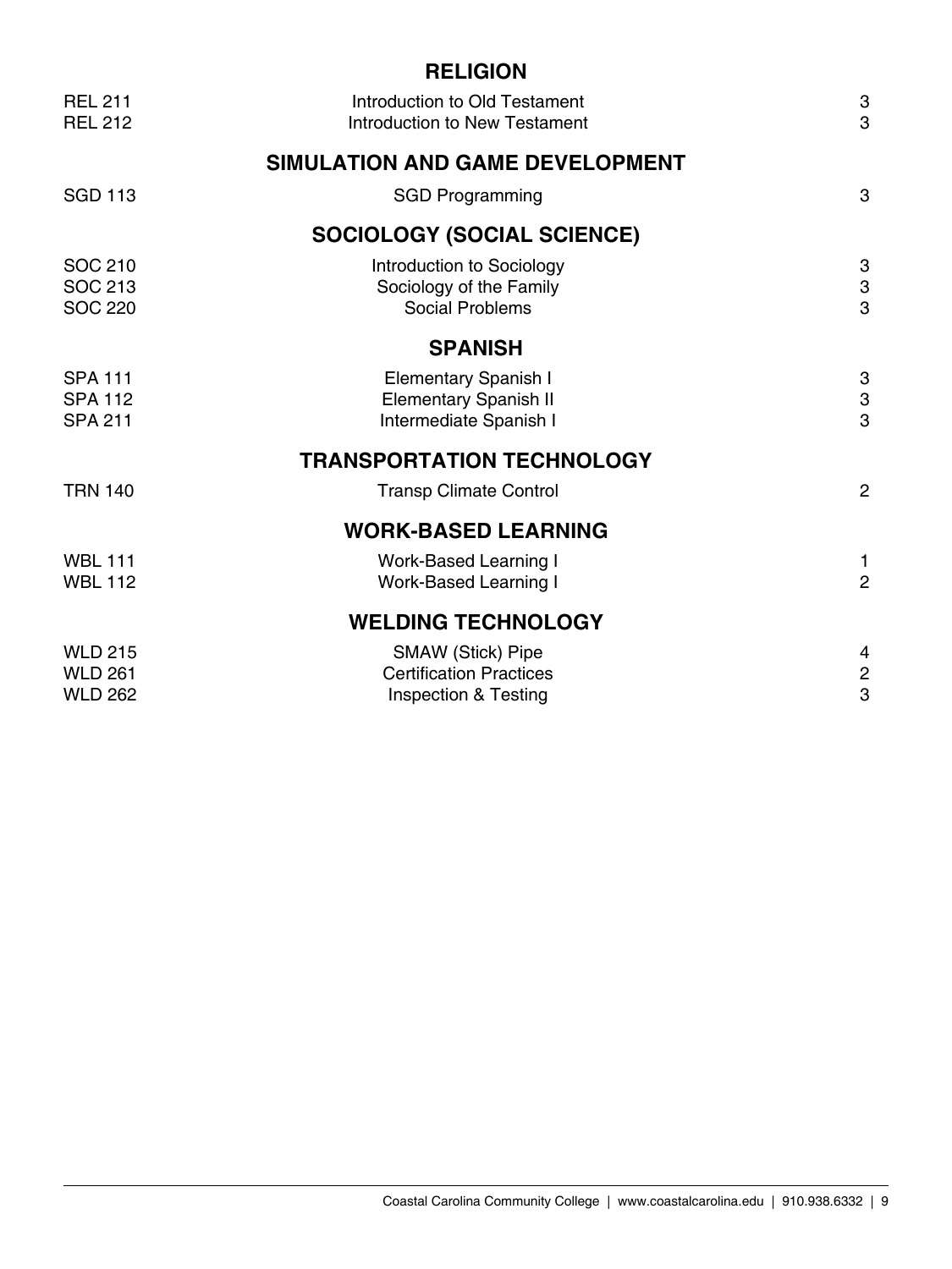## RELIGION

| | | |
|---|---|---|
| REL 211 | Introduction to Old Testament | 3 |
| REL 212 | Introduction to New Testament | 3 |

## SIMULATION AND GAME DEVELOPMENT

| | | |
|---|---|---|
| SGD 113 | SGD Programming | 3 |

## SOCIOLOGY (SOCIAL SCIENCE)

| | | |
|---|---|---|
| SOC 210 | Introduction to Sociology | 3 |
| SOC 213 | Sociology of the Family | 3 |
| SOC 220 | Social Problems | 3 |

## SPANISH

| | | |
|---|---|---|
| SPA 111 | Elementary Spanish I | 3 |
| SPA 112 | Elementary Spanish II | 3 |
| SPA 211 | Intermediate Spanish I | 3 |

## TRANSPORTATION TECHNOLOGY

| | | |
|---|---|---|
| TRN 140 | Transp Climate Control | 2 |

## WORK-BASED LEARNING

| | | |
|---|---|---|
| WBL 111 | Work-Based Learning I | 1 |
| WBL 112 | Work-Based Learning I | 2 |

## WELDING TECHNOLOGY

| | | |
|---|---|---|
| WLD 215 | SMAW (Stick) Pipe | 4 |
| WLD 261 | Certification Practices | 2 |
| WLD 262 | Inspection & Testing | 3 |